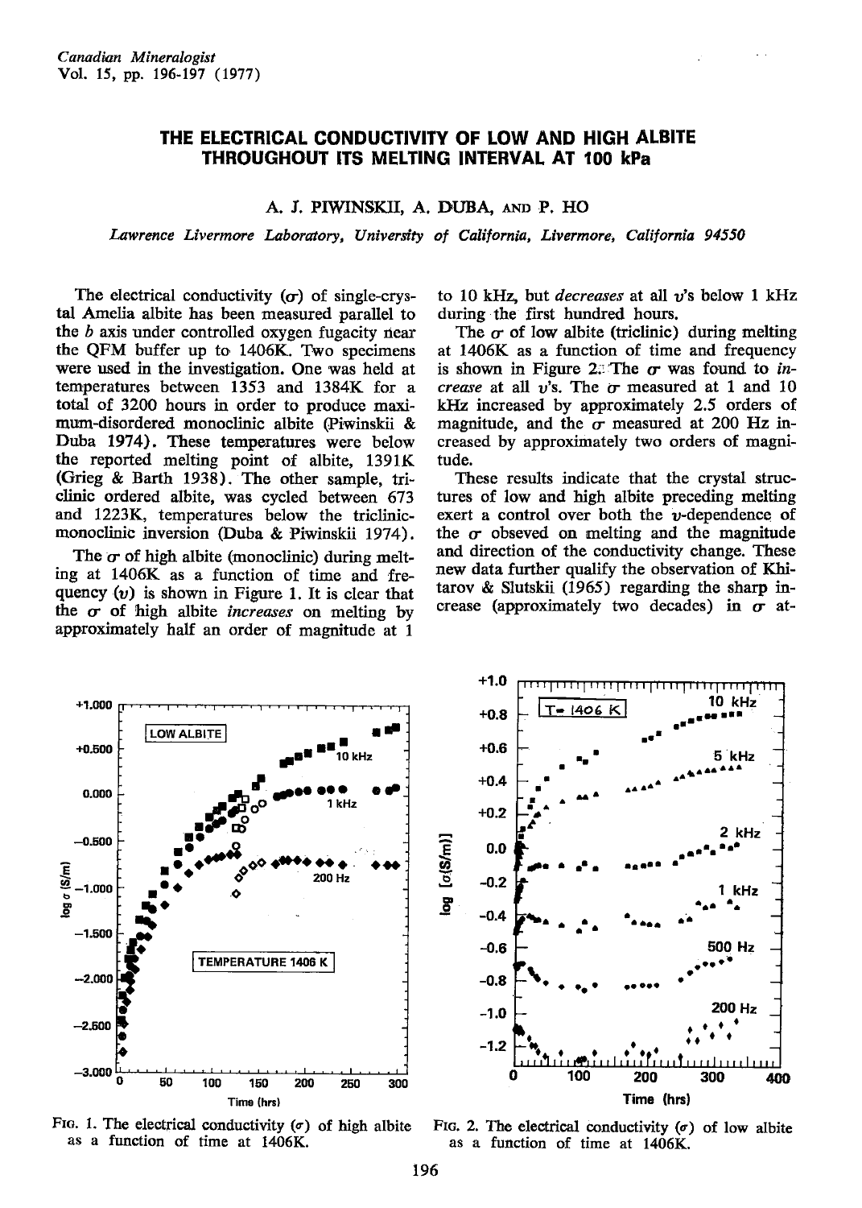# THE ELECTRICAL CONDUCTIVITY OF LOW AND HIGH ALBITE THROUGHOUT ITS MELTING INTERVAL AT 100 kPa

A. J. PIWINSKII, A. DUBA, AND P. HO

*Lawrence Livermore Laboratory, University of California, Livermore, California 94550*

The electrical conductivity ($\sigma$) of single-crystal Amelia albite has been measured parallel to the *b* axis under controlled oxygen fugacity near the QFM buffer up to 1406K. Two specimens were used in the investigation. One was held at temperatures between 1353 and 1384K for a total of 3200 hours in order to produce maximum-disordered monoclinic albite (Piwinskii & Duba 1974). These temperatures were below the reported melting point of albite, 1391K (Grieg & Barth 1938). The other sample, triclinic ordered albite, was cycled between 673 and 1223K, temperatures below the triclinic-monoclinic inversion (Duba & Piwinskii 1974).

The $\sigma$ of high albite (monoclinic) during melting at 1406K as a function of time and frequency ($\upsilon$) is shown in Figure 1. It is clear that the $\sigma$ of high albite *increases* on melting by approximately half an order of magnitude at 1 to 10 kHz, but *decreases* at all $\upsilon$'s below 1 kHz during the first hundred hours.

The $\sigma$ of low albite (triclinic) during melting at 1406K as a function of time and frequency is shown in Figure 2. The $\sigma$ was found to *increase* at all $\upsilon$'s. The $\sigma$ measured at 1 and 10 kHz increased by approximately 2.5 orders of magnitude, and the $\sigma$ measured at 200 Hz increased by approximately two orders of magnitude.

These results indicate that the crystal structures of low and high albite preceding melting exert a control over both the $\upsilon$-dependence of the $\sigma$ obseved on melting and the magnitude and direction of the conductivity change. These new data further qualify the observation of Khitarov & Slutskii (1965) regarding the sharp increase (approximately two decades) in $\sigma$ at-

FIG. 1. The electrical conductivity ($\sigma$) of high albite as a function of time at 1406K.

FIG. 2. The electrical conductivity ($\sigma$) of low albite as a function of time at 1406K.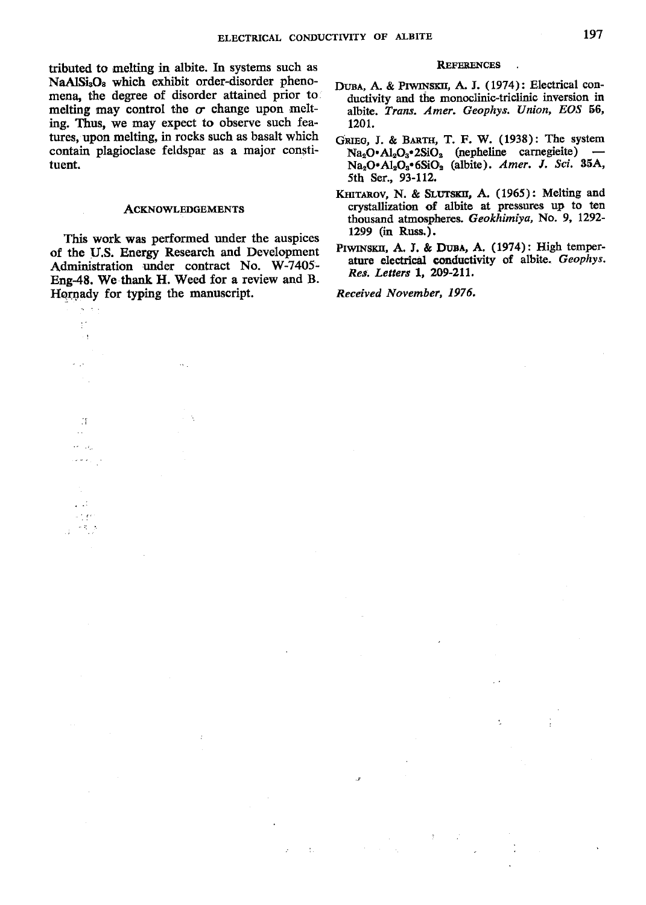tributed to melting in albite. In systems such as $NaAlSi_3O_8$ which exhibit order-disorder phenomena, the degree of disorder attained prior to melting may control the $\sigma$ change upon melting. Thus, we may expect to observe such features, upon melting, in rocks such as basalt which contain plagioclase feldspar as a major constituent.

## Acknowledgements

This work was performed under the auspices of the U.S. Energy Research and Development Administration under contract No. W-7405-Eng-48. We thank H. Weed for a review and B. Hornady for typing the manuscript.

## References

Duba, A. & Piwinskii, A. J. (1974): Electrical conductivity and the monoclinic-triclinic inversion in albite. *Trans. Amer. Geophys. Union, EOS* 56, 1201.

Grieg, J. & Barth, T. F. W. (1938): The system $Na_2O{\cdot}Al_2O_3{\cdot}2SiO_2$ (nepheline carnegieite) — $Na_2O{\cdot}Al_2O_3{\cdot}6SiO_2$ (albite). *Amer. J. Sci.* 35A, 5th Ser., 93-112.

Khitarov, N. & Slutskii, A. (1965): Melting and crystallization of albite at pressures up to ten thousand atmospheres. *Geokhimiya*, No. 9, 1292-1299 (in Russ.).

Piwinskii, A. J. & Duba, A. (1974): High temperature electrical conductivity of albite. *Geophys. Res. Letters* 1, 209-211.

*Received November, 1976.*